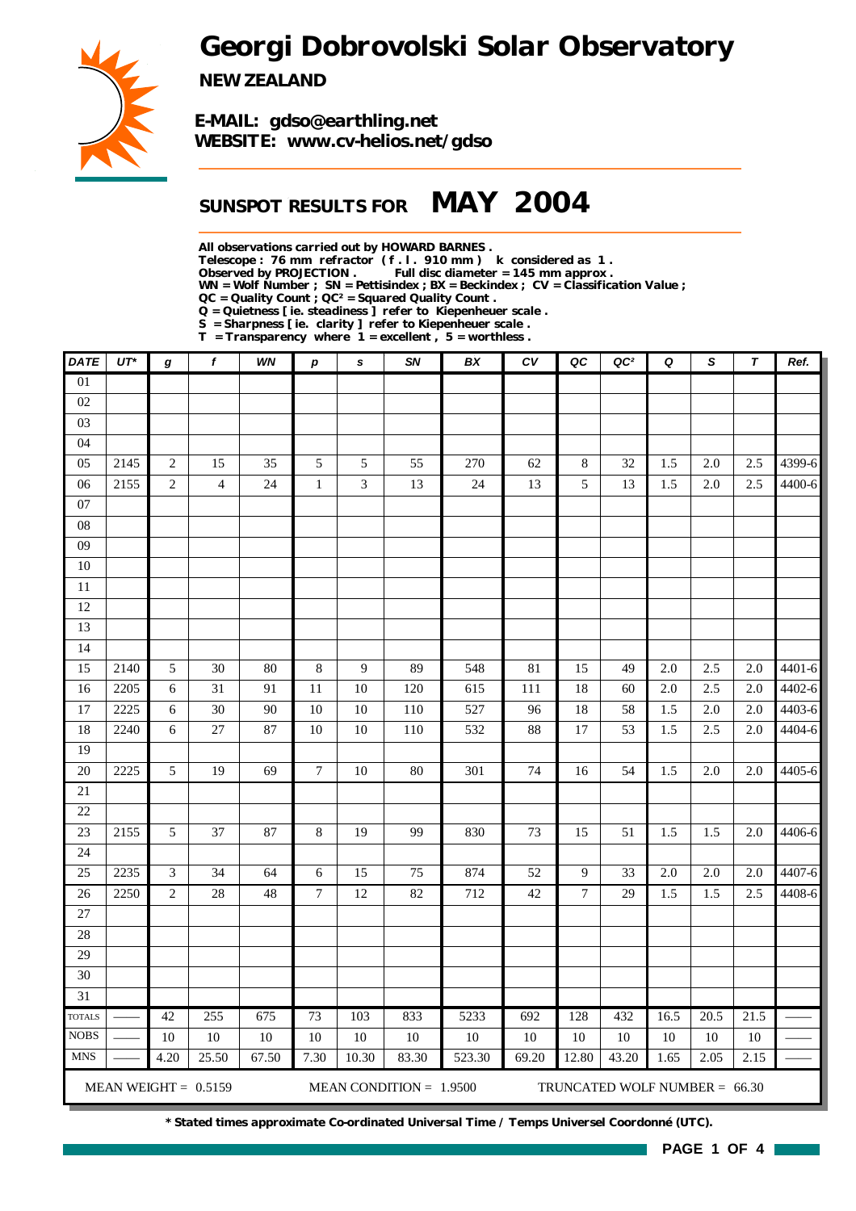# Georgi Dobrovolski Solar Observatory

**NEW ZEALAND**

**E-MAIL: gdso@earthling.net**
**WEBSITE: www.cv-helios.net/gdso**

## SUNSPOT RESULTS FOR MAY 2004

**All observations carried out by HOWARD BARNES .**
**Telescope : 76 mm refractor ( f . l . 910 mm ) k considered as 1 .**
**Observed by PROJECTION . Full disc diameter = 145 mm approx .**
**WN = Wolf Number ; SN = Pettisindex ; BX = Beckindex ; CV = Classification Value ;**
**QC = Quality Count ; QC² = Squared Quality Count .**
**Q = Quietness [ ie. steadiness ] refer to Kiepenheuer scale .**
**S = Sharpness [ ie. clarity ] refer to Kiepenheuer scale .**
**T = Transparency where 1 = excellent , 5 = worthless .**

| DATE | UT* | g | f | WN | p | s | SN | BX | CV | QC | QC² | Q | S | T | Ref. |
|---|---|---|---|---|---|---|---|---|---|---|---|---|---|---|---|
| 01 | | | | | | | | | | | | | | | |
| 02 | | | | | | | | | | | | | | | |
| 03 | | | | | | | | | | | | | | | |
| 04 | | | | | | | | | | | | | | | |
| 05 | 2145 | 2 | 15 | 35 | 5 | 5 | 55 | 270 | 62 | 8 | 32 | 1.5 | 2.0 | 2.5 | 4399-6 |
| 06 | 2155 | 2 | 4 | 24 | 1 | 3 | 13 | 24 | 13 | 5 | 13 | 1.5 | 2.0 | 2.5 | 4400-6 |
| 07 | | | | | | | | | | | | | | | |
| 08 | | | | | | | | | | | | | | | |
| 09 | | | | | | | | | | | | | | | |
| 10 | | | | | | | | | | | | | | | |
| 11 | | | | | | | | | | | | | | | |
| 12 | | | | | | | | | | | | | | | |
| 13 | | | | | | | | | | | | | | | |
| 14 | | | | | | | | | | | | | | | |
| 15 | 2140 | 5 | 30 | 80 | 8 | 9 | 89 | 548 | 81 | 15 | 49 | 2.0 | 2.5 | 2.0 | 4401-6 |
| 16 | 2205 | 6 | 31 | 91 | 11 | 10 | 120 | 615 | 111 | 18 | 60 | 2.0 | 2.5 | 2.0 | 4402-6 |
| 17 | 2225 | 6 | 30 | 90 | 10 | 10 | 110 | 527 | 96 | 18 | 58 | 1.5 | 2.0 | 2.0 | 4403-6 |
| 18 | 2240 | 6 | 27 | 87 | 10 | 10 | 110 | 532 | 88 | 17 | 53 | 1.5 | 2.5 | 2.0 | 4404-6 |
| 19 | | | | | | | | | | | | | | | |
| 20 | 2225 | 5 | 19 | 69 | 7 | 10 | 80 | 301 | 74 | 16 | 54 | 1.5 | 2.0 | 2.0 | 4405-6 |
| 21 | | | | | | | | | | | | | | | |
| 22 | | | | | | | | | | | | | | | |
| 23 | 2155 | 5 | 37 | 87 | 8 | 19 | 99 | 830 | 73 | 15 | 51 | 1.5 | 1.5 | 2.0 | 4406-6 |
| 24 | | | | | | | | | | | | | | | |
| 25 | 2235 | 3 | 34 | 64 | 6 | 15 | 75 | 874 | 52 | 9 | 33 | 2.0 | 2.0 | 2.0 | 4407-6 |
| 26 | 2250 | 2 | 28 | 48 | 7 | 12 | 82 | 712 | 42 | 7 | 29 | 1.5 | 1.5 | 2.5 | 4408-6 |
| 27 | | | | | | | | | | | | | | | |
| 28 | | | | | | | | | | | | | | | |
| 29 | | | | | | | | | | | | | | | |
| 30 | | | | | | | | | | | | | | | |
| 31 | | | | | | | | | | | | | | | |
| TOTALS | —— | 42 | 255 | 675 | 73 | 103 | 833 | 5233 | 692 | 128 | 432 | 16.5 | 20.5 | 21.5 | —— |
| NOBS | —— | 10 | 10 | 10 | 10 | 10 | 10 | 10 | 10 | 10 | 10 | 10 | 10 | 10 | —— |
| MNS | —— | 4.20 | 25.50 | 67.50 | 7.30 | 10.30 | 83.30 | 523.30 | 69.20 | 12.80 | 43.20 | 1.65 | 2.05 | 2.15 | —— |

MEAN WEIGHT = 0.5159 MEAN CONDITION = 1.9500 TRUNCATED WOLF NUMBER = 66.30

**\* Stated times approximate Co-ordinated Universal Time / Temps Universel Coordonné (UTC).**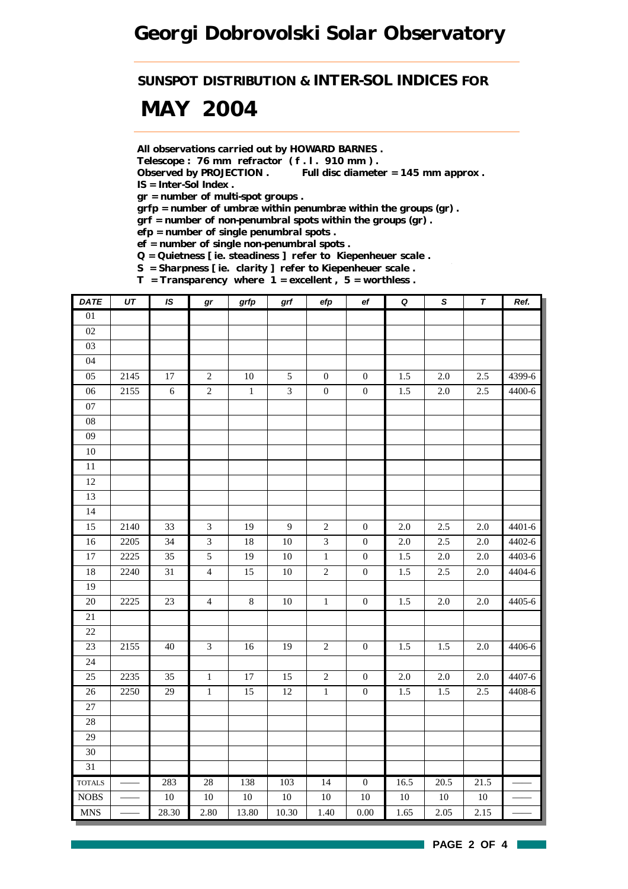# Georgi Dobrovolski Solar Observatory

## SUNSPOT DISTRIBUTION & INTER-SOL INDICES FOR

# MAY 2004

**All observations carried out by HOWARD BARNES .**
**Telescope : 76 mm refractor ( f . l . 910 mm ) .**
**Observed by PROJECTION .  Full disc diameter = 145 mm approx .**
**IS = Inter-Sol Index .**
**gr = number of multi-spot groups .**
**grfp = number of umbræ within penumbræ within the groups (gr) .**
**grf = number of non-penumbral spots within the groups (gr) .**
**efp = number of single penumbral spots .**
**ef = number of single non-penumbral spots .**
**Q = Quietness [ ie. steadiness ] refer to Kiepenheuer scale .**
**S = Sharpness [ ie. clarity ] refer to Kiepenheuer scale .**
**T = Transparency where 1 = excellent , 5 = worthless .**

| DATE | UT | IS | gr | grfp | grf | efp | ef | Q | S | T | Ref. |
|---|---|---|---|---|---|---|---|---|---|---|---|
| 01 | | | | | | | | | | | |
| 02 | | | | | | | | | | | |
| 03 | | | | | | | | | | | |
| 04 | | | | | | | | | | | |
| 05 | 2145 | 17 | 2 | 10 | 5 | 0 | 0 | 1.5 | 2.0 | 2.5 | 4399-6 |
| 06 | 2155 | 6 | 2 | 1 | 3 | 0 | 0 | 1.5 | 2.0 | 2.5 | 4400-6 |
| 07 | | | | | | | | | | | |
| 08 | | | | | | | | | | | |
| 09 | | | | | | | | | | | |
| 10 | | | | | | | | | | | |
| 11 | | | | | | | | | | | |
| 12 | | | | | | | | | | | |
| 13 | | | | | | | | | | | |
| 14 | | | | | | | | | | | |
| 15 | 2140 | 33 | 3 | 19 | 9 | 2 | 0 | 2.0 | 2.5 | 2.0 | 4401-6 |
| 16 | 2205 | 34 | 3 | 18 | 10 | 3 | 0 | 2.0 | 2.5 | 2.0 | 4402-6 |
| 17 | 2225 | 35 | 5 | 19 | 10 | 1 | 0 | 1.5 | 2.0 | 2.0 | 4403-6 |
| 18 | 2240 | 31 | 4 | 15 | 10 | 2 | 0 | 1.5 | 2.5 | 2.0 | 4404-6 |
| 19 | | | | | | | | | | | |
| 20 | 2225 | 23 | 4 | 8 | 10 | 1 | 0 | 1.5 | 2.0 | 2.0 | 4405-6 |
| 21 | | | | | | | | | | | |
| 22 | | | | | | | | | | | |
| 23 | 2155 | 40 | 3 | 16 | 19 | 2 | 0 | 1.5 | 1.5 | 2.0 | 4406-6 |
| 24 | | | | | | | | | | | |
| 25 | 2235 | 35 | 1 | 17 | 15 | 2 | 0 | 2.0 | 2.0 | 2.0 | 4407-6 |
| 26 | 2250 | 29 | 1 | 15 | 12 | 1 | 0 | 1.5 | 1.5 | 2.5 | 4408-6 |
| 27 | | | | | | | | | | | |
| 28 | | | | | | | | | | | |
| 29 | | | | | | | | | | | |
| 30 | | | | | | | | | | | |
| 31 | | | | | | | | | | | |
| TOTALS | —— | 283 | 28 | 138 | 103 | 14 | 0 | 16.5 | 20.5 | 21.5 | —— |
| NOBS | —— | 10 | 10 | 10 | 10 | 10 | 10 | 10 | 10 | 10 | —— |
| MNS | —— | 28.30 | 2.80 | 13.80 | 10.30 | 1.40 | 0.00 | 1.65 | 2.05 | 2.15 | —— |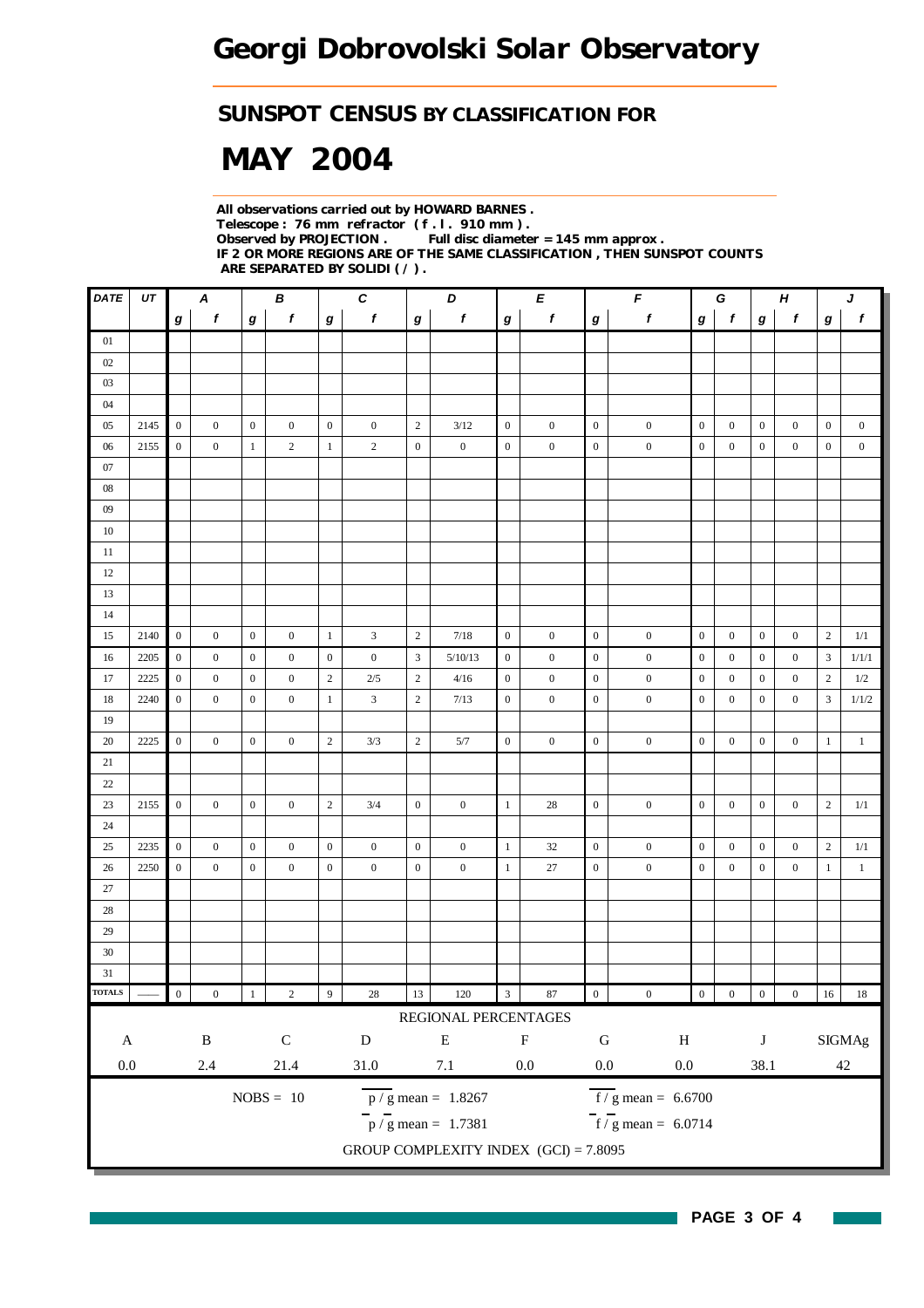# Georgi Dobrovolski Solar Observatory

## SUNSPOT CENSUS BY CLASSIFICATION FOR

# MAY 2004

**All observations carried out by HOWARD BARNES .**
**Telescope : 76 mm refractor ( f . l . 910 mm ) .**
**Observed by PROJECTION . Full disc diameter = 145 mm approx .**
**IF 2 OR MORE REGIONS ARE OF THE SAME CLASSIFICATION , THEN SUNSPOT COUNTS ARE SEPARATED BY SOLIDI ( / ) .**

| DATE | UT | A | | B | | C | | D | | E | | F | | G | | H | | J | |
|---|---|---|---|---|---|---|---|---|---|---|---|---|---|---|---|---|---|---|---|
| | | g | f | g | f | g | f | g | f | g | f | g | f | g | f | g | f | g | f |
| 01 | | | | | | | | | | | | | | | | | | | |
| 02 | | | | | | | | | | | | | | | | | | | |
| 03 | | | | | | | | | | | | | | | | | | | |
| 04 | | | | | | | | | | | | | | | | | | | |
| 05 | 2145 | 0 | 0 | 0 | 0 | 0 | 0 | 2 | 3/12 | 0 | 0 | 0 | 0 | 0 | 0 | 0 | 0 | 0 | 0 |
| 06 | 2155 | 0 | 0 | 1 | 2 | 1 | 2 | 0 | 0 | 0 | 0 | 0 | 0 | 0 | 0 | 0 | 0 | 0 | 0 |
| 07 | | | | | | | | | | | | | | | | | | | |
| 08 | | | | | | | | | | | | | | | | | | | |
| 09 | | | | | | | | | | | | | | | | | | | |
| 10 | | | | | | | | | | | | | | | | | | | |
| 11 | | | | | | | | | | | | | | | | | | | |
| 12 | | | | | | | | | | | | | | | | | | | |
| 13 | | | | | | | | | | | | | | | | | | | |
| 14 | | | | | | | | | | | | | | | | | | | |
| 15 | 2140 | 0 | 0 | 0 | 0 | 1 | 3 | 2 | 7/18 | 0 | 0 | 0 | 0 | 0 | 0 | 0 | 0 | 2 | 1/1 |
| 16 | 2205 | 0 | 0 | 0 | 0 | 0 | 0 | 3 | 5/10/13 | 0 | 0 | 0 | 0 | 0 | 0 | 0 | 0 | 3 | 1/1/1 |
| 17 | 2225 | 0 | 0 | 0 | 0 | 2 | 2/5 | 2 | 4/16 | 0 | 0 | 0 | 0 | 0 | 0 | 0 | 0 | 2 | 1/2 |
| 18 | 2240 | 0 | 0 | 0 | 0 | 1 | 3 | 2 | 7/13 | 0 | 0 | 0 | 0 | 0 | 0 | 0 | 0 | 3 | 1/1/2 |
| 19 | | | | | | | | | | | | | | | | | | | |
| 20 | 2225 | 0 | 0 | 0 | 0 | 2 | 3/3 | 2 | 5/7 | 0 | 0 | 0 | 0 | 0 | 0 | 0 | 0 | 1 | 1 |
| 21 | | | | | | | | | | | | | | | | | | | |
| 22 | | | | | | | | | | | | | | | | | | | |
| 23 | 2155 | 0 | 0 | 0 | 0 | 2 | 3/4 | 0 | 0 | 1 | 28 | 0 | 0 | 0 | 0 | 0 | 0 | 2 | 1/1 |
| 24 | | | | | | | | | | | | | | | | | | | |
| 25 | 2235 | 0 | 0 | 0 | 0 | 0 | 0 | 0 | 0 | 1 | 32 | 0 | 0 | 0 | 0 | 0 | 0 | 2 | 1/1 |
| 26 | 2250 | 0 | 0 | 0 | 0 | 0 | 0 | 0 | 0 | 1 | 27 | 0 | 0 | 0 | 0 | 0 | 0 | 1 | 1 |
| 27 | | | | | | | | | | | | | | | | | | | |
| 28 | | | | | | | | | | | | | | | | | | | |
| 29 | | | | | | | | | | | | | | | | | | | |
| 30 | | | | | | | | | | | | | | | | | | | |
| 31 | | | | | | | | | | | | | | | | | | | |
| TOTALS | —— | 0 | 0 | 1 | 2 | 9 | 28 | 13 | 120 | 3 | 87 | 0 | 0 | 0 | 0 | 0 | 0 | 16 | 18 |

REGIONAL PERCENTAGES

| A | B | C | D | E | F | G | H | J | SIGMAg |
|---|---|---|---|---|---|---|---|---|---|
| 0.0 | 2.4 | 21.4 | 31.0 | 7.1 | 0.0 | 0.0 | 0.0 | 38.1 | 42 |

NOBS = 10

$\overline{p / g}$ mean = 1.8267

$\overline{f / g}$ mean = 6.6700

$\overline{p} / \overline{g}$ mean = 1.7381

$\overline{f} / \overline{g}$ mean = 6.0714

GROUP COMPLEXITY INDEX (GCI) = 7.8095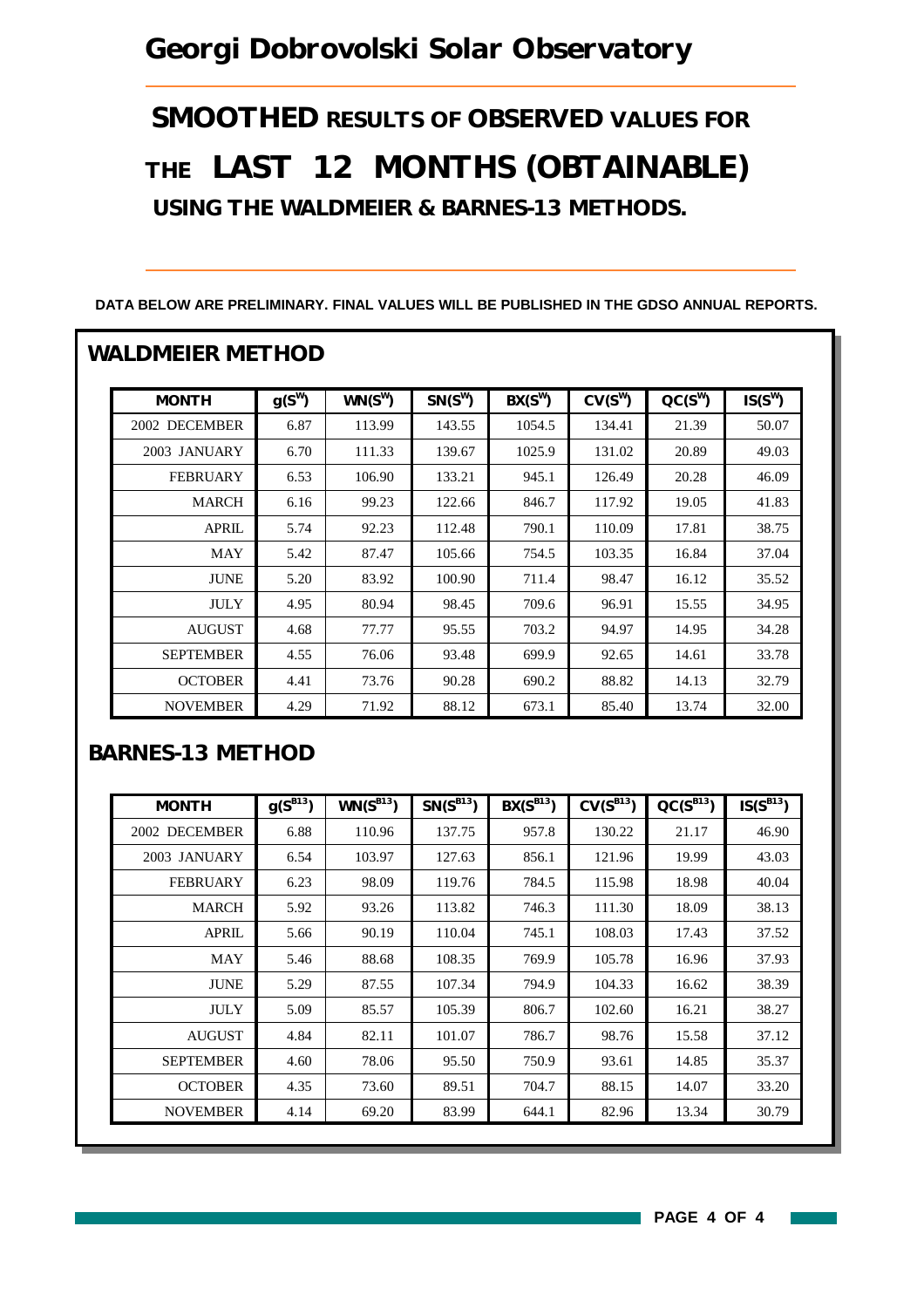# Georgi Dobrovolski Solar Observatory

## SMOOTHED RESULTS OF OBSERVED VALUES FOR THE LAST 12 MONTHS (OBTAINABLE) USING THE WALDMEIER & BARNES-13 METHODS.

**DATA BELOW ARE PRELIMINARY. FINAL VALUES WILL BE PUBLISHED IN THE GDSO ANNUAL REPORTS.**

## WALDMEIER METHOD

| MONTH | $g(S^W)$ | $WN(S^W)$ | $SN(S^W)$ | $BX(S^W)$ | $CV(S^W)$ | $QC(S^W)$ | $IS(S^W)$ |
|---|---|---|---|---|---|---|---|
| 2002 DECEMBER | 6.87 | 113.99 | 143.55 | 1054.5 | 134.41 | 21.39 | 50.07 |
| 2003 JANUARY | 6.70 | 111.33 | 139.67 | 1025.9 | 131.02 | 20.89 | 49.03 |
| FEBRUARY | 6.53 | 106.90 | 133.21 | 945.1 | 126.49 | 20.28 | 46.09 |
| MARCH | 6.16 | 99.23 | 122.66 | 846.7 | 117.92 | 19.05 | 41.83 |
| APRIL | 5.74 | 92.23 | 112.48 | 790.1 | 110.09 | 17.81 | 38.75 |
| MAY | 5.42 | 87.47 | 105.66 | 754.5 | 103.35 | 16.84 | 37.04 |
| JUNE | 5.20 | 83.92 | 100.90 | 711.4 | 98.47 | 16.12 | 35.52 |
| JULY | 4.95 | 80.94 | 98.45 | 709.6 | 96.91 | 15.55 | 34.95 |
| AUGUST | 4.68 | 77.77 | 95.55 | 703.2 | 94.97 | 14.95 | 34.28 |
| SEPTEMBER | 4.55 | 76.06 | 93.48 | 699.9 | 92.65 | 14.61 | 33.78 |
| OCTOBER | 4.41 | 73.76 | 90.28 | 690.2 | 88.82 | 14.13 | 32.79 |
| NOVEMBER | 4.29 | 71.92 | 88.12 | 673.1 | 85.40 | 13.74 | 32.00 |

## BARNES-13 METHOD

| MONTH | $g(S^{B13})$ | $WN(S^{B13})$ | $SN(S^{B13})$ | $BX(S^{B13})$ | $CV(S^{B13})$ | $QC(S^{B13})$ | $IS(S^{B13})$ |
|---|---|---|---|---|---|---|---|
| 2002 DECEMBER | 6.88 | 110.96 | 137.75 | 957.8 | 130.22 | 21.17 | 46.90 |
| 2003 JANUARY | 6.54 | 103.97 | 127.63 | 856.1 | 121.96 | 19.99 | 43.03 |
| FEBRUARY | 6.23 | 98.09 | 119.76 | 784.5 | 115.98 | 18.98 | 40.04 |
| MARCH | 5.92 | 93.26 | 113.82 | 746.3 | 111.30 | 18.09 | 38.13 |
| APRIL | 5.66 | 90.19 | 110.04 | 745.1 | 108.03 | 17.43 | 37.52 |
| MAY | 5.46 | 88.68 | 108.35 | 769.9 | 105.78 | 16.96 | 37.93 |
| JUNE | 5.29 | 87.55 | 107.34 | 794.9 | 104.33 | 16.62 | 38.39 |
| JULY | 5.09 | 85.57 | 105.39 | 806.7 | 102.60 | 16.21 | 38.27 |
| AUGUST | 4.84 | 82.11 | 101.07 | 786.7 | 98.76 | 15.58 | 37.12 |
| SEPTEMBER | 4.60 | 78.06 | 95.50 | 750.9 | 93.61 | 14.85 | 35.37 |
| OCTOBER | 4.35 | 73.60 | 89.51 | 704.7 | 88.15 | 14.07 | 33.20 |
| NOVEMBER | 4.14 | 69.20 | 83.99 | 644.1 | 82.96 | 13.34 | 30.79 |